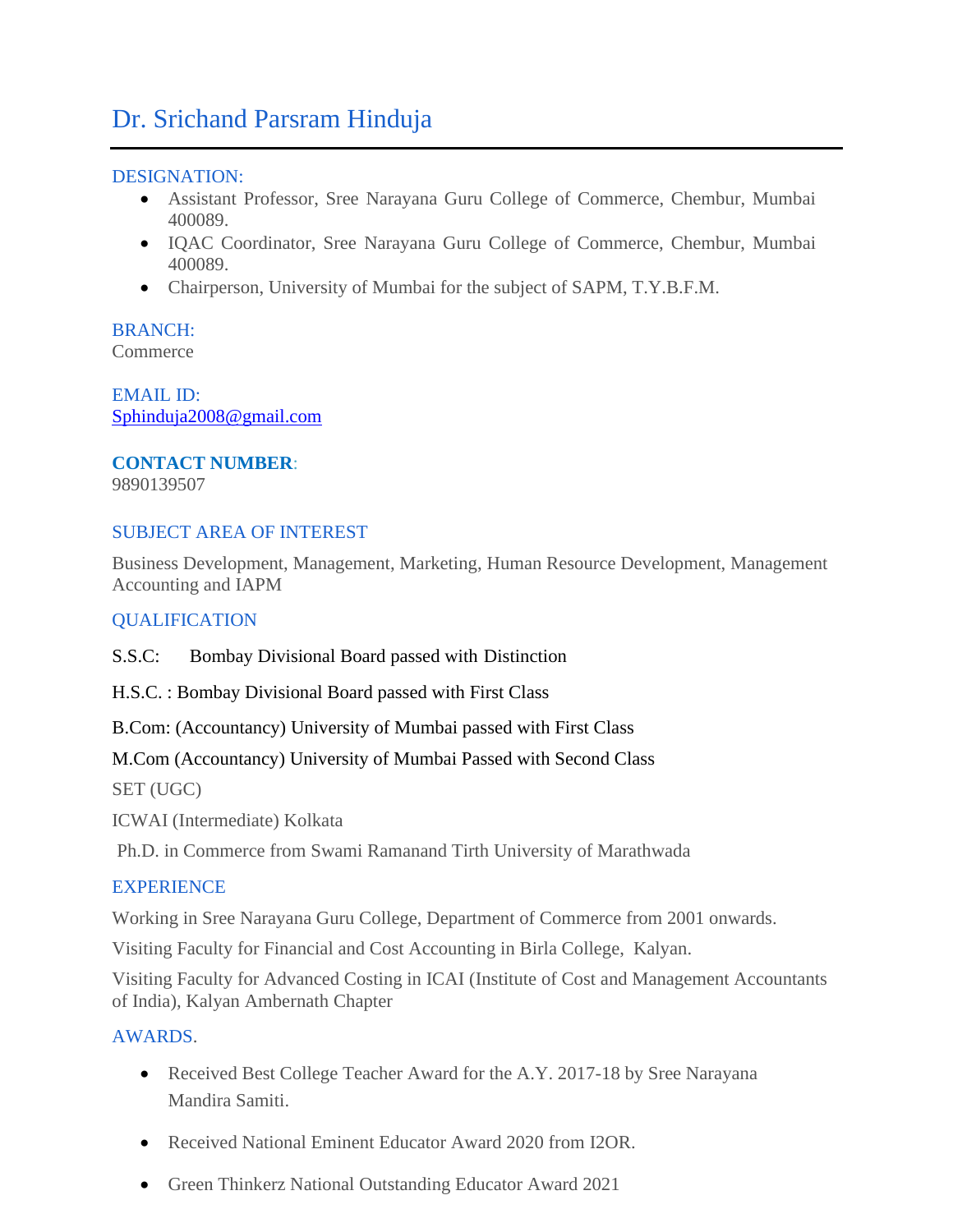# Dr. Srichand Parsram Hinduja

## DESIGNATION:

- Assistant Professor, Sree Narayana Guru College of Commerce, Chembur, Mumbai 400089.
- IQAC Coordinator, Sree Narayana Guru College of Commerce, Chembur, Mumbai 400089.
- Chairperson, University of Mumbai for the subject of SAPM, T.Y.B.F.M.

## BRANCH:

Commerce

## EMAIL ID:

Sphinduja2008@gmail.com

## **CONTACT NUMBER**:

9890139507

## SUBJECT AREA OF INTEREST

Business Development, Management, Marketing, Human Resource Development, Management Accounting and IAPM

## QUALIFICATION

S.S.C: Bombay Divisional Board passed with Distinction

H.S.C. : Bombay Divisional Board passed with First Class

B.Com: (Accountancy) University of Mumbai passed with First Class

M.Com (Accountancy) University of Mumbai Passed with Second Class

SET (UGC)

ICWAI (Intermediate) Kolkata

Ph.D. in Commerce from Swami Ramanand Tirth University of Marathwada

## EXPERIENCE

Working in Sree Narayana Guru College, Department of Commerce from 2001 onwards.

Visiting Faculty for Financial and Cost Accounting in Birla College, Kalyan.

Visiting Faculty for Advanced Costing in ICAI (Institute of Cost and Management Accountants of India), Kalyan Ambernath Chapter

## AWARDS.

- Received Best College Teacher Award for the A.Y. 2017-18 by Sree Narayana Mandira Samiti.
- Received National Eminent Educator Award 2020 from I2OR.
- Green Thinkerz National Outstanding Educator Award 2021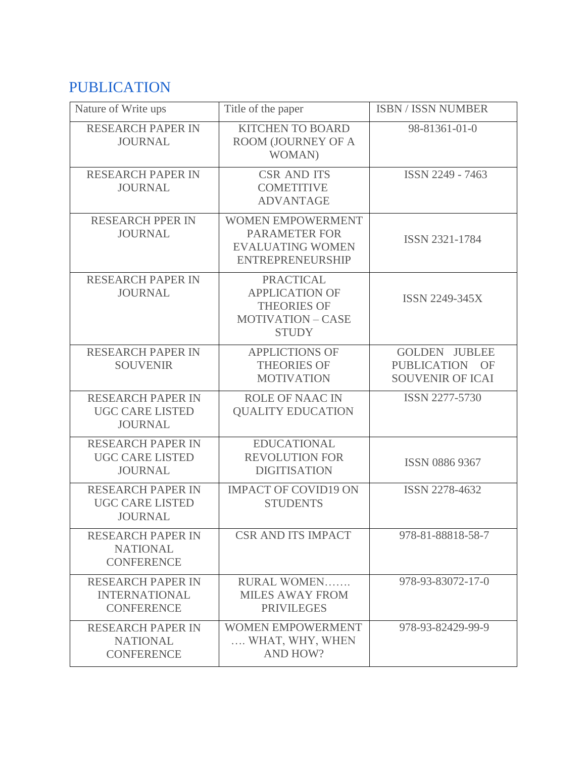# PUBLICATION

| Nature of Write ups | Title of the paper | ISBN / ISSN NUMBER |
| --- | --- | --- |
| RESEARCH PAPER IN JOURNAL | KITCHEN TO BOARD ROOM (JOURNEY OF A WOMAN) | 98-81361-01-0 |
| RESEARCH PAPER IN JOURNAL | CSR AND ITS COMETITIVE ADVANTAGE | ISSN 2249 - 7463 |
| RESEARCH PPER IN JOURNAL | WOMEN EMPOWERMENT PARAMETER FOR EVALUATING WOMEN ENTREPRENEURSHIP | ISSN 2321-1784 |
| RESEARCH PAPER IN JOURNAL | PRACTICAL APPLICATION OF THEORIES OF MOTIVATION – CASE STUDY | ISSN 2249-345X |
| RESEARCH PAPER IN SOUVENIR | APPLICTIONS OF THEORIES OF MOTIVATION | GOLDEN JUBLEE PUBLICATION OF SOUVENIR OF ICAI |
| RESEARCH PAPER IN UGC CARE LISTED JOURNAL | ROLE OF NAAC IN QUALITY EDUCATION | ISSN 2277-5730 |
| RESEARCH PAPER IN UGC CARE LISTED JOURNAL | EDUCATIONAL REVOLUTION FOR DIGITISATION | ISSN 0886 9367 |
| RESEARCH PAPER IN UGC CARE LISTED JOURNAL | IMPACT OF COVID19 ON STUDENTS | ISSN 2278-4632 |
| RESEARCH PAPER IN NATIONAL CONFERENCE | CSR AND ITS IMPACT | 978-81-88818-58-7 |
| RESEARCH PAPER IN INTERNATIONAL CONFERENCE | RURAL WOMEN……. MILES AWAY FROM PRIVILEGES | 978-93-83072-17-0 |
| RESEARCH PAPER IN NATIONAL CONFERENCE | WOMEN EMPOWERMENT …. WHAT, WHY, WHEN AND HOW? | 978-93-82429-99-9 |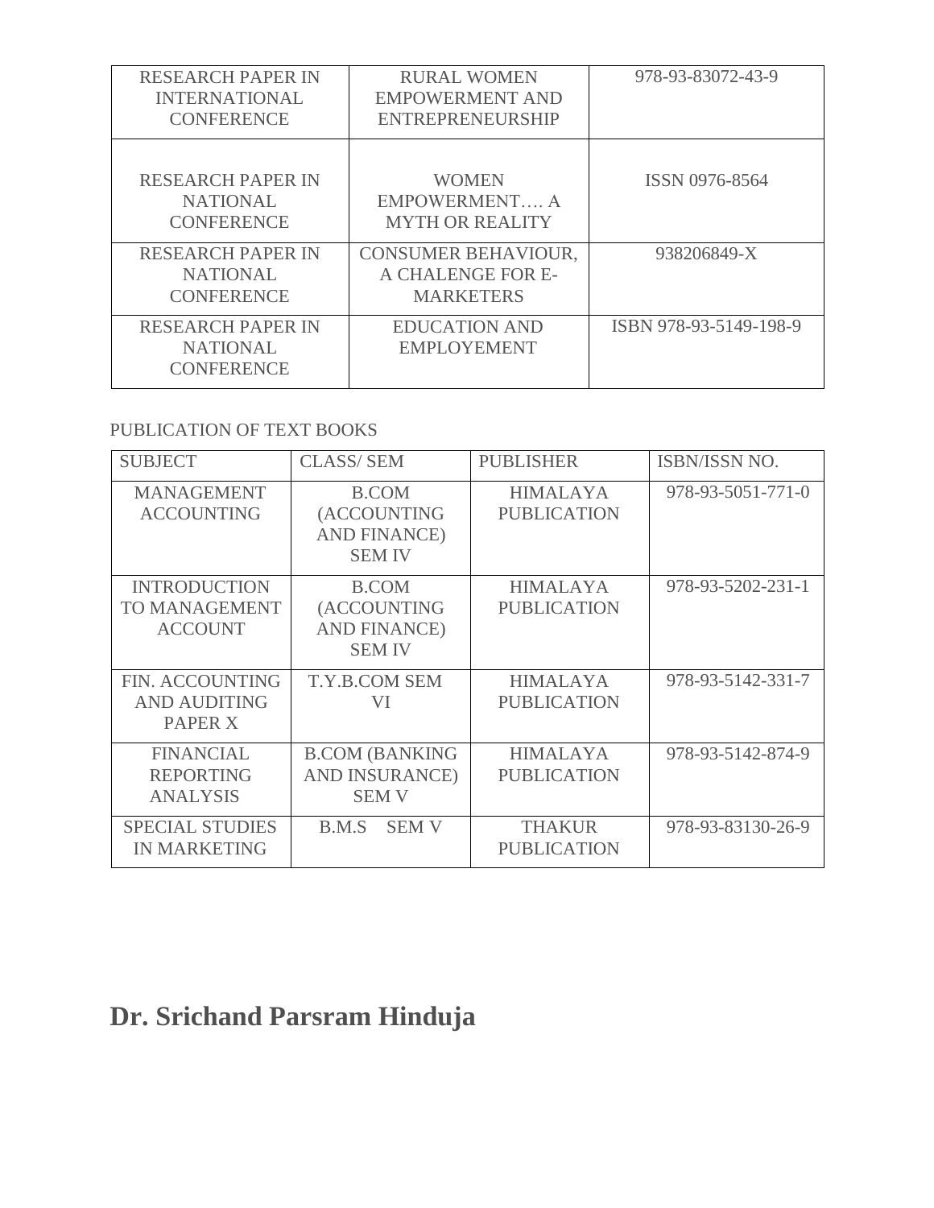| | | |
|---|---|---|
| RESEARCH PAPER IN INTERNATIONAL CONFERENCE | RURAL WOMEN EMPOWERMENT AND ENTREPRENEURSHIP | 978-93-83072-43-9 |
| RESEARCH PAPER IN NATIONAL CONFERENCE | WOMEN EMPOWERMENT…. A MYTH OR REALITY | ISSN 0976-8564 |
| RESEARCH PAPER IN NATIONAL CONFERENCE | CONSUMER BEHAVIOUR, A CHALENGE FOR E-MARKETERS | 938206849-X |
| RESEARCH PAPER IN NATIONAL CONFERENCE | EDUCATION AND EMPLOYEMENT | ISBN 978-93-5149-198-9 |

PUBLICATION OF TEXT BOOKS

| SUBJECT | CLASS/ SEM | PUBLISHER | ISBN/ISSN NO. |
|---|---|---|---|
| MANAGEMENT ACCOUNTING | B.COM (ACCOUNTING AND FINANCE) SEM IV | HIMALAYA PUBLICATION | 978-93-5051-771-0 |
| INTRODUCTION TO MANAGEMENT ACCOUNT | B.COM (ACCOUNTING AND FINANCE) SEM IV | HIMALAYA PUBLICATION | 978-93-5202-231-1 |
| FIN. ACCOUNTING AND AUDITING PAPER X | T.Y.B.COM SEM VI | HIMALAYA PUBLICATION | 978-93-5142-331-7 |
| FINANCIAL REPORTING ANALYSIS | B.COM (BANKING AND INSURANCE) SEM V | HIMALAYA PUBLICATION | 978-93-5142-874-9 |
| SPECIAL STUDIES IN MARKETING | B.M.S SEM V | THAKUR PUBLICATION | 978-93-83130-26-9 |

# Dr. Srichand Parsram Hinduja